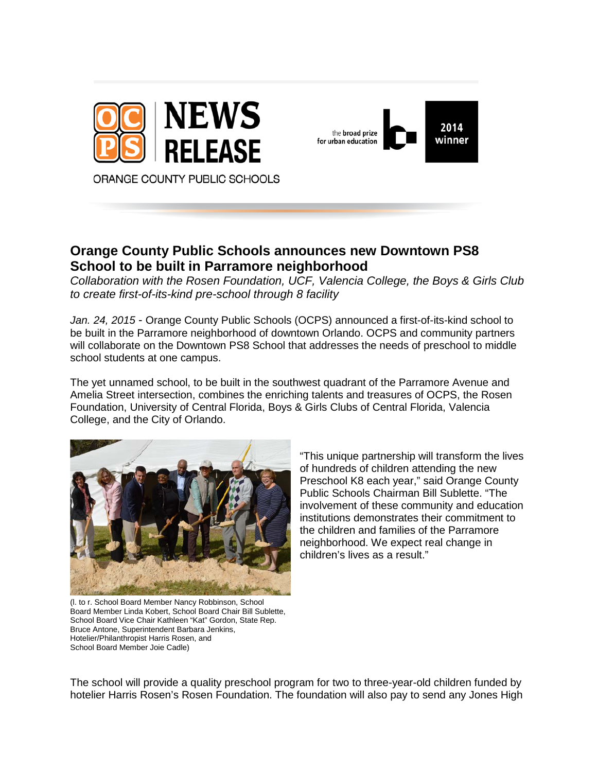NEWS RELEASE

ORANGE COUNTY PUBLIC SCHOOLS

the broad prize for urban education 2014 winner

## Orange County Public Schools announces new Downtown PS8 School to be built in Parramore neighborhood

*Collaboration with the Rosen Foundation, UCF, Valencia College, the Boys & Girls Club to create first-of-its-kind pre-school through 8 facility*

*Jan. 24, 2015* - Orange County Public Schools (OCPS) announced a first-of-its-kind school to be built in the Parramore neighborhood of downtown Orlando. OCPS and community partners will collaborate on the Downtown PS8 School that addresses the needs of preschool to middle school students at one campus.

The yet unnamed school, to be built in the southwest quadrant of the Parramore Avenue and Amelia Street intersection, combines the enriching talents and treasures of OCPS, the Rosen Foundation, University of Central Florida, Boys & Girls Clubs of Central Florida, Valencia College, and the City of Orlando.

"This unique partnership will transform the lives of hundreds of children attending the new Preschool K8 each year," said Orange County Public Schools Chairman Bill Sublette. "The involvement of these community and education institutions demonstrates their commitment to the children and families of the Parramore neighborhood. We expect real change in children's lives as a result."

(l. to r. School Board Member Nancy Robbinson, School Board Member Linda Kobert, School Board Chair Bill Sublette, School Board Vice Chair Kathleen "Kat" Gordon, State Rep. Bruce Antone, Superintendent Barbara Jenkins, Hotelier/Philanthropist Harris Rosen, and School Board Member Joie Cadle)

The school will provide a quality preschool program for two to three-year-old children funded by hotelier Harris Rosen's Rosen Foundation. The foundation will also pay to send any Jones High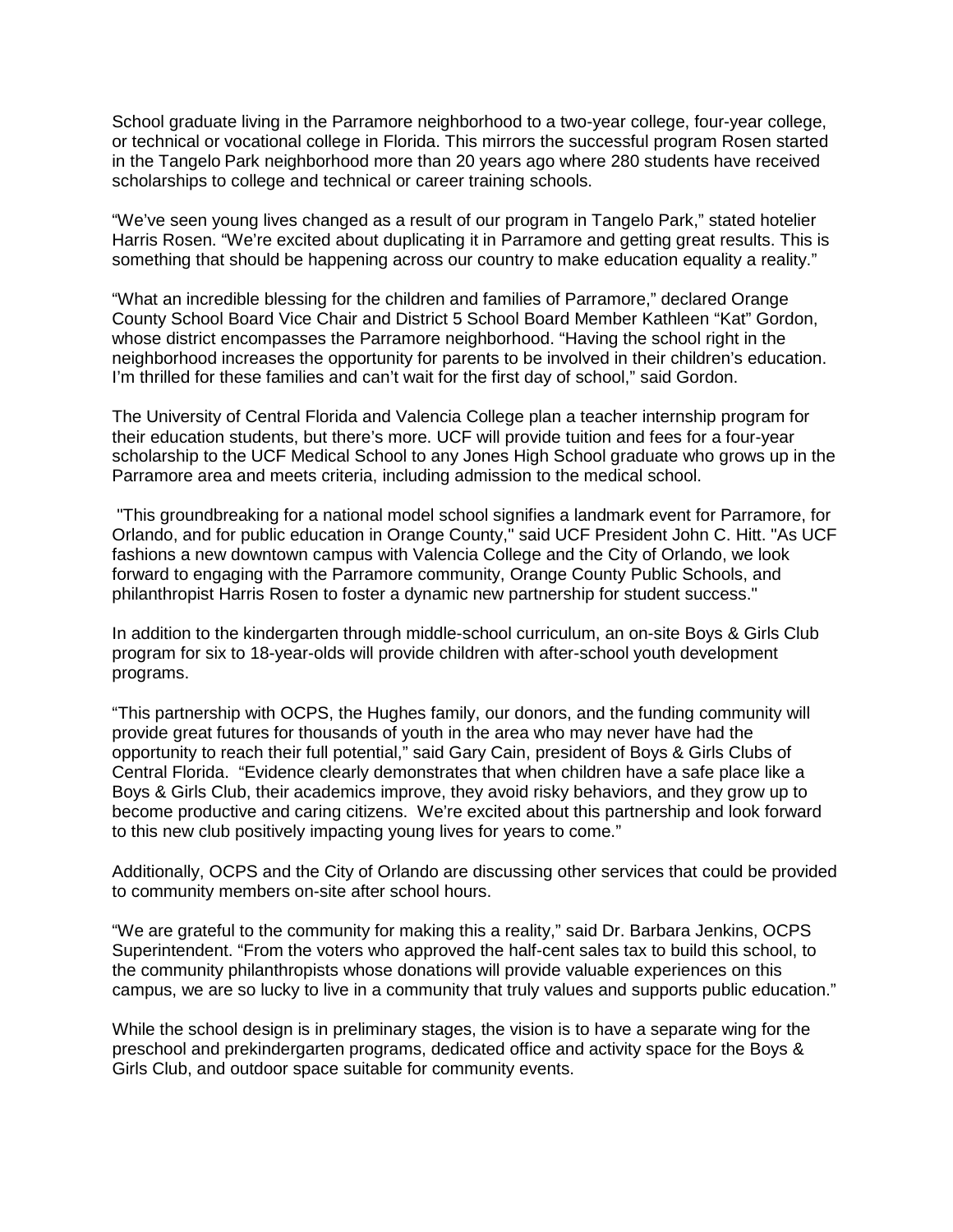School graduate living in the Parramore neighborhood to a two-year college, four-year college, or technical or vocational college in Florida. This mirrors the successful program Rosen started in the Tangelo Park neighborhood more than 20 years ago where 280 students have received scholarships to college and technical or career training schools.

“We’ve seen young lives changed as a result of our program in Tangelo Park,” stated hotelier Harris Rosen. “We’re excited about duplicating it in Parramore and getting great results. This is something that should be happening across our country to make education equality a reality.”

“What an incredible blessing for the children and families of Parramore,” declared Orange County School Board Vice Chair and District 5 School Board Member Kathleen “Kat” Gordon, whose district encompasses the Parramore neighborhood. “Having the school right in the neighborhood increases the opportunity for parents to be involved in their children’s education. I’m thrilled for these families and can’t wait for the first day of school,” said Gordon.

The University of Central Florida and Valencia College plan a teacher internship program for their education students, but there’s more. UCF will provide tuition and fees for a four-year scholarship to the UCF Medical School to any Jones High School graduate who grows up in the Parramore area and meets criteria, including admission to the medical school.

"This groundbreaking for a national model school signifies a landmark event for Parramore, for Orlando, and for public education in Orange County," said UCF President John C. Hitt. "As UCF fashions a new downtown campus with Valencia College and the City of Orlando, we look forward to engaging with the Parramore community, Orange County Public Schools, and philanthropist Harris Rosen to foster a dynamic new partnership for student success."

In addition to the kindergarten through middle-school curriculum, an on-site Boys & Girls Club program for six to 18-year-olds will provide children with after-school youth development programs.

“This partnership with OCPS, the Hughes family, our donors, and the funding community will provide great futures for thousands of youth in the area who may never have had the opportunity to reach their full potential,” said Gary Cain, president of Boys & Girls Clubs of Central Florida. “Evidence clearly demonstrates that when children have a safe place like a Boys & Girls Club, their academics improve, they avoid risky behaviors, and they grow up to become productive and caring citizens. We’re excited about this partnership and look forward to this new club positively impacting young lives for years to come.”

Additionally, OCPS and the City of Orlando are discussing other services that could be provided to community members on-site after school hours.

“We are grateful to the community for making this a reality,” said Dr. Barbara Jenkins, OCPS Superintendent. “From the voters who approved the half-cent sales tax to build this school, to the community philanthropists whose donations will provide valuable experiences on this campus, we are so lucky to live in a community that truly values and supports public education.”

While the school design is in preliminary stages, the vision is to have a separate wing for the preschool and prekindergarten programs, dedicated office and activity space for the Boys & Girls Club, and outdoor space suitable for community events.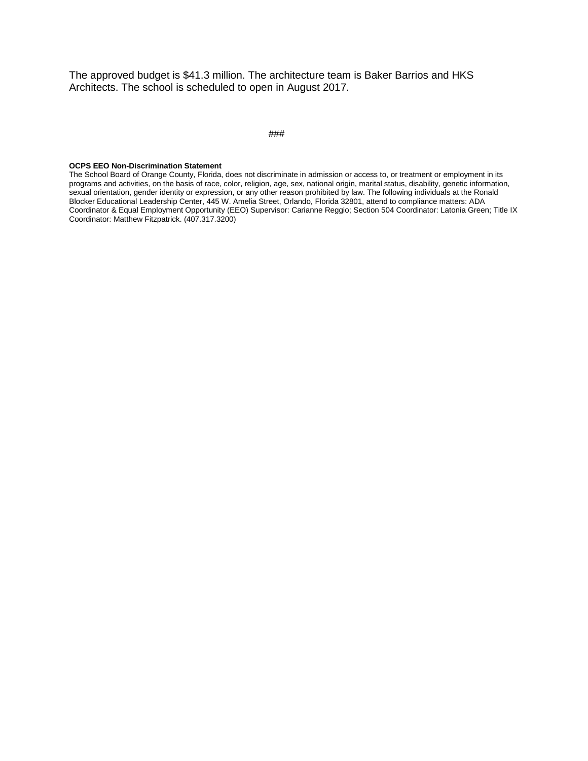The approved budget is $41.3 million. The architecture team is Baker Barrios and HKS Architects. The school is scheduled to open in August 2017.

###

**OCPS EEO Non-Discrimination Statement**

The School Board of Orange County, Florida, does not discriminate in admission or access to, or treatment or employment in its programs and activities, on the basis of race, color, religion, age, sex, national origin, marital status, disability, genetic information, sexual orientation, gender identity or expression, or any other reason prohibited by law. The following individuals at the Ronald Blocker Educational Leadership Center, 445 W. Amelia Street, Orlando, Florida 32801, attend to compliance matters: ADA Coordinator & Equal Employment Opportunity (EEO) Supervisor: Carianne Reggio; Section 504 Coordinator: Latonia Green; Title IX Coordinator: Matthew Fitzpatrick. (407.317.3200)